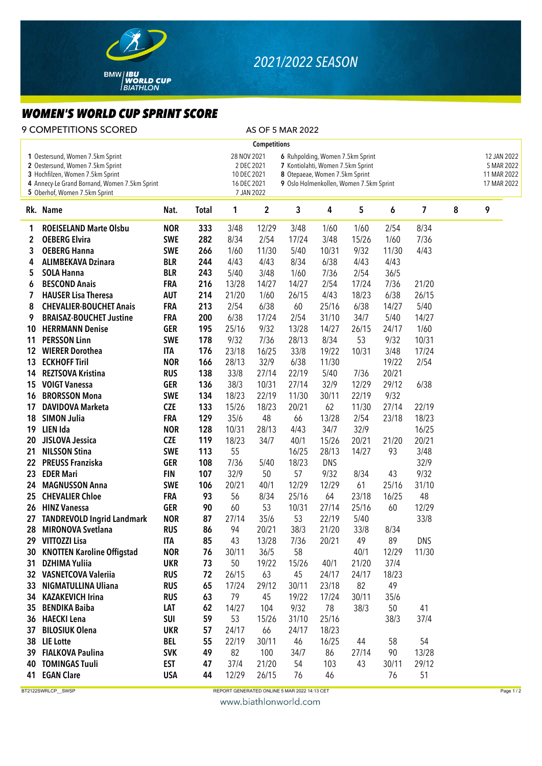BMW | IBU WORLD CUP BIATHLON

*2021/2022 SEASON*

# WOMEN'S WORLD CUP SPRINT SCORE

9 COMPETITIONS SCORED — AS OF 5 MAR 2022

**Competitions**

| No. | Competition | Date |
|---|---|---|
| 1 | Oestersund, Women 7.5km Sprint | 28 NOV 2021 |
| 2 | Oestersund, Women 7.5km Sprint | 2 DEC 2021 |
| 3 | Hochfilzen, Women 7.5km Sprint | 10 DEC 2021 |
| 4 | Annecy-Le Grand Bornand, Women 7.5km Sprint | 16 DEC 2021 |
| 5 | Oberhof, Women 7.5km Sprint | 7 JAN 2022 |
| 6 | Ruhpolding, Women 7.5km Sprint | 12 JAN 2022 |
| 7 | Kontiolahti, Women 7.5km Sprint | 5 MAR 2022 |
| 8 | Otepaeae, Women 7.5km Sprint | 11 MAR 2022 |
| 9 | Oslo Holmenkollen, Women 7.5km Sprint | 17 MAR 2022 |

| Rk. | Name | Nat. | Total | 1 | 2 | 3 | 4 | 5 | 6 | 7 | 8 | 9 |
|---|---|---|---|---|---|---|---|---|---|---|---|---|
| 1 | ROEISELAND Marte Olsbu | NOR | 333 | 3/48 | 12/29 | 3/48 | 1/60 | 1/60 | 2/54 | 8/34 | | |
| 2 | OEBERG Elvira | SWE | 282 | 8/34 | 2/54 | 17/24 | 3/48 | 15/26 | 1/60 | 7/36 | | |
| 3 | OEBERG Hanna | SWE | 266 | 1/60 | 11/30 | 5/40 | 10/31 | 9/32 | 11/30 | 4/43 | | |
| 4 | ALIMBEKAVA Dzinara | BLR | 244 | 4/43 | 4/43 | 8/34 | 6/38 | 4/43 | 4/43 | | | |
| 5 | SOLA Hanna | BLR | 243 | 5/40 | 3/48 | 1/60 | 7/36 | 2/54 | 36/5 | | | |
| 6 | BESCOND Anais | FRA | 216 | 13/28 | 14/27 | 14/27 | 2/54 | 17/24 | 7/36 | 21/20 | | |
| 7 | HAUSER Lisa Theresa | AUT | 214 | 21/20 | 1/60 | 26/15 | 4/43 | 18/23 | 6/38 | 26/15 | | |
| 8 | CHEVALIER-BOUCHET Anais | FRA | 213 | 2/54 | 6/38 | 60 | 25/16 | 6/38 | 14/27 | 5/40 | | |
| 9 | BRAISAZ-BOUCHET Justine | FRA | 200 | 6/38 | 17/24 | 2/54 | 31/10 | 34/7 | 5/40 | 14/27 | | |
| 10 | HERRMANN Denise | GER | 195 | 25/16 | 9/32 | 13/28 | 14/27 | 26/15 | 24/17 | 1/60 | | |
| 11 | PERSSON Linn | SWE | 178 | 9/32 | 7/36 | 28/13 | 8/34 | 53 | 9/32 | 10/31 | | |
| 12 | WIERER Dorothea | ITA | 176 | 23/18 | 16/25 | 33/8 | 19/22 | 10/31 | 3/48 | 17/24 | | |
| 13 | ECKHOFF Tiril | NOR | 166 | 28/13 | 32/9 | 6/38 | 11/30 | | 19/22 | 2/54 | | |
| 14 | REZTSOVA Kristina | RUS | 138 | 33/8 | 27/14 | 22/19 | 5/40 | 7/36 | 20/21 | | | |
| 15 | VOIGT Vanessa | GER | 136 | 38/3 | 10/31 | 27/14 | 32/9 | 12/29 | 29/12 | 6/38 | | |
| 16 | BRORSSON Mona | SWE | 134 | 18/23 | 22/19 | 11/30 | 30/11 | 22/19 | 9/32 | | | |
| 17 | DAVIDOVA Marketa | CZE | 133 | 15/26 | 18/23 | 20/21 | 62 | 11/30 | 27/14 | 22/19 | | |
| 18 | SIMON Julia | FRA | 129 | 35/6 | 48 | 66 | 13/28 | 2/54 | 23/18 | 18/23 | | |
| 19 | LIEN Ida | NOR | 128 | 10/31 | 28/13 | 4/43 | 34/7 | 32/9 | | 16/25 | | |
| 20 | JISLOVA Jessica | CZE | 119 | 18/23 | 34/7 | 40/1 | 15/26 | 20/21 | 21/20 | 20/21 | | |
| 21 | NILSSON Stina | SWE | 113 | 55 | | 16/25 | 28/13 | 14/27 | 93 | 3/48 | | |
| 22 | PREUSS Franziska | GER | 108 | 7/36 | 5/40 | 18/23 | DNS | | | 32/9 | | |
| 23 | EDER Mari | FIN | 107 | 32/9 | 50 | 57 | 9/32 | 8/34 | 43 | 9/32 | | |
| 24 | MAGNUSSON Anna | SWE | 106 | 20/21 | 40/1 | 12/29 | 12/29 | 61 | 25/16 | 31/10 | | |
| 25 | CHEVALIER Chloe | FRA | 93 | 56 | 8/34 | 25/16 | 64 | 23/18 | 16/25 | 48 | | |
| 26 | HINZ Vanessa | GER | 90 | 60 | 53 | 10/31 | 27/14 | 25/16 | 60 | 12/29 | | |
| 27 | TANDREVOLD Ingrid Landmark | NOR | 87 | 27/14 | 35/6 | 53 | 22/19 | 5/40 | | 33/8 | | |
| 28 | MIRONOVA Svetlana | RUS | 86 | 94 | 20/21 | 38/3 | 21/20 | 33/8 | 8/34 | | | |
| 29 | VITTOZZI Lisa | ITA | 85 | 43 | 13/28 | 7/36 | 20/21 | 49 | 89 | DNS | | |
| 30 | KNOTTEN Karoline Offigstad | NOR | 76 | 30/11 | 36/5 | 58 | | 40/1 | 12/29 | 11/30 | | |
| 31 | DZHIMA Yuliia | UKR | 73 | 50 | 19/22 | 15/26 | 40/1 | 21/20 | 37/4 | | | |
| 32 | VASNETCOVA Valeriia | RUS | 72 | 26/15 | 63 | 45 | 24/17 | 24/17 | 18/23 | | | |
| 33 | NIGMATULLINA Uliana | RUS | 65 | 17/24 | 29/12 | 30/11 | 23/18 | 82 | 49 | | | |
| 34 | KAZAKEVICH Irina | RUS | 63 | 79 | 45 | 19/22 | 17/24 | 30/11 | 35/6 | | | |
| 35 | BENDIKA Baiba | LAT | 62 | 14/27 | 104 | 9/32 | 78 | 38/3 | 50 | 41 | | |
| 36 | HAECKI Lena | SUI | 59 | 53 | 15/26 | 31/10 | 25/16 | | 38/3 | 37/4 | | |
| 37 | BILOSIUK Olena | UKR | 57 | 24/17 | 66 | 24/17 | 18/23 | | | | | |
| 38 | LIE Lotte | BEL | 55 | 22/19 | 30/11 | 46 | 16/25 | 44 | 58 | 54 | | |
| 39 | FIALKOVA Paulina | SVK | 49 | 82 | 100 | 34/7 | 86 | 27/14 | 90 | 13/28 | | |
| 40 | TOMINGAS Tuuli | EST | 47 | 37/4 | 21/20 | 54 | 103 | 43 | 30/11 | 29/12 | | |
| 41 | EGAN Clare | USA | 44 | 12/29 | 26/15 | 76 | 46 | | 76 | 51 | | |

BT2122SWRLCP__SWSP — REPORT GENERATED ONLINE 5 MAR 2022 14:13 CET

www.biathlonworld.com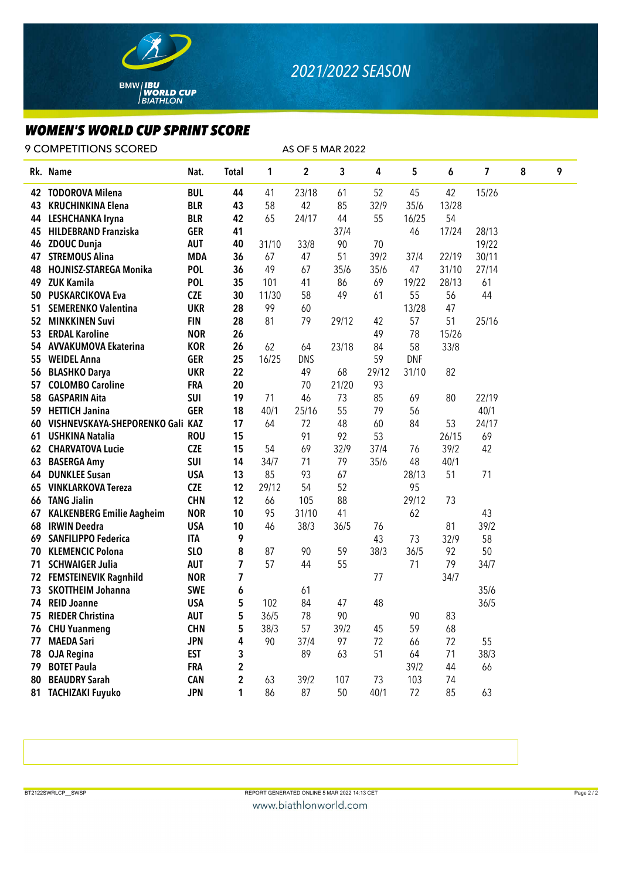# 2021/2022 SEASON

## WOMEN'S WORLD CUP SPRINT SCORE

9 COMPETITIONS SCORED

AS OF 5 MAR 2022

| Rk. | Name | Nat. | Total | 1 | 2 | 3 | 4 | 5 | 6 | 7 | 8 | 9 |
|---|---|---|---|---|---|---|---|---|---|---|---|---|
| 42 | TODOROVA Milena | BUL | 44 | 41 | 23/18 | 61 | 52 | 45 | 42 | 15/26 | | |
| 43 | KRUCHININA Elena | BLR | 43 | 58 | 42 | 85 | 32/9 | 35/6 | 13/28 | | | |
| 44 | LESHCHANKA Iryna | BLR | 42 | 65 | 24/17 | 44 | 55 | 16/25 | 54 | | | |
| 45 | HILDEBRAND Franziska | GER | 41 | | | 37/4 | | 46 | 17/24 | 28/13 | | |
| 46 | ZDOUC Dunja | AUT | 40 | 31/10 | 33/8 | 90 | 70 | | | 19/22 | | |
| 47 | STREMOUS Alina | MDA | 36 | 67 | 47 | 51 | 39/2 | 37/4 | 22/19 | 30/11 | | |
| 48 | HOJNISZ-STAREGA Monika | POL | 36 | 49 | 67 | 35/6 | 35/6 | 47 | 31/10 | 27/14 | | |
| 49 | ZUK Kamila | POL | 35 | 101 | 41 | 86 | 69 | 19/22 | 28/13 | 61 | | |
| 50 | PUSKARCIKOVA Eva | CZE | 30 | 11/30 | 58 | 49 | 61 | 55 | 56 | 44 | | |
| 51 | SEMERENKO Valentina | UKR | 28 | 99 | 60 | | | 13/28 | 47 | | | |
| 52 | MINKKINEN Suvi | FIN | 28 | 81 | 79 | 29/12 | 42 | 57 | 51 | 25/16 | | |
| 53 | ERDAL Karoline | NOR | 26 | | | | 49 | 78 | 15/26 | | | |
| 54 | AVVAKUMOVA Ekaterina | KOR | 26 | 62 | 64 | 23/18 | 84 | 58 | 33/8 | | | |
| 55 | WEIDEL Anna | GER | 25 | 16/25 | DNS | | 59 | DNF | | | | |
| 56 | BLASHKO Darya | UKR | 22 | | 49 | 68 | 29/12 | 31/10 | 82 | | | |
| 57 | COLOMBO Caroline | FRA | 20 | | 70 | 21/20 | 93 | | | | | |
| 58 | GASPARIN Aita | SUI | 19 | 71 | 46 | 73 | 85 | 69 | 80 | 22/19 | | |
| 59 | HETTICH Janina | GER | 18 | 40/1 | 25/16 | 55 | 79 | 56 | | 40/1 | | |
| 60 | VISHNEVSKAYA-SHEPORENKO Gali | KAZ | 17 | 64 | 72 | 48 | 60 | 84 | 53 | 24/17 | | |
| 61 | USHKINA Natalia | ROU | 15 | | 91 | 92 | 53 | | 26/15 | 69 | | |
| 62 | CHARVATOVA Lucie | CZE | 15 | 54 | 69 | 32/9 | 37/4 | 76 | 39/2 | 42 | | |
| 63 | BASERGA Amy | SUI | 14 | 34/7 | 71 | 79 | 35/6 | 48 | 40/1 | | | |
| 64 | DUNKLEE Susan | USA | 13 | 85 | 93 | 67 | | 28/13 | 51 | 71 | | |
| 65 | VINKLARKOVA Tereza | CZE | 12 | 29/12 | 54 | 52 | | 95 | | | | |
| 66 | TANG Jialin | CHN | 12 | 66 | 105 | 88 | | 29/12 | 73 | | | |
| 67 | KALKENBERG Emilie Aagheim | NOR | 10 | 95 | 31/10 | 41 | | 62 | | 43 | | |
| 68 | IRWIN Deedra | USA | 10 | 46 | 38/3 | 36/5 | 76 | | 81 | 39/2 | | |
| 69 | SANFILIPPO Federica | ITA | 9 | | | | 43 | 73 | 32/9 | 58 | | |
| 70 | KLEMENCIC Polona | SLO | 8 | 87 | 90 | 59 | 38/3 | 36/5 | 92 | 50 | | |
| 71 | SCHWAIGER Julia | AUT | 7 | 57 | 44 | 55 | | 71 | 79 | 34/7 | | |
| 72 | FEMSTEINEVIK Ragnhild | NOR | 7 | | | | 77 | | 34/7 | | | |
| 73 | SKOTTHEIM Johanna | SWE | 6 | | 61 | | | | | 35/6 | | |
| 74 | REID Joanne | USA | 5 | 102 | 84 | 47 | 48 | | | 36/5 | | |
| 75 | RIEDER Christina | AUT | 5 | 36/5 | 78 | 90 | | 90 | 83 | | | |
| 76 | CHU Yuanmeng | CHN | 5 | 38/3 | 57 | 39/2 | 45 | 59 | 68 | | | |
| 77 | MAEDA Sari | JPN | 4 | 90 | 37/4 | 97 | 72 | 66 | 72 | 55 | | |
| 78 | OJA Regina | EST | 3 | | 89 | 63 | 51 | 64 | 71 | 38/3 | | |
| 79 | BOTET Paula | FRA | 2 | | | | | 39/2 | 44 | 66 | | |
| 80 | BEAUDRY Sarah | CAN | 2 | 63 | 39/2 | 107 | 73 | 103 | 74 | | | |
| 81 | TACHIZAKI Fuyuko | JPN | 1 | 86 | 87 | 50 | 40/1 | 72 | 85 | 63 | | |

BT2122SWRLCP__SWSP

REPORT GENERATED ONLINE 5 MAR 2022 14:13 CET

www.biathlonworld.com